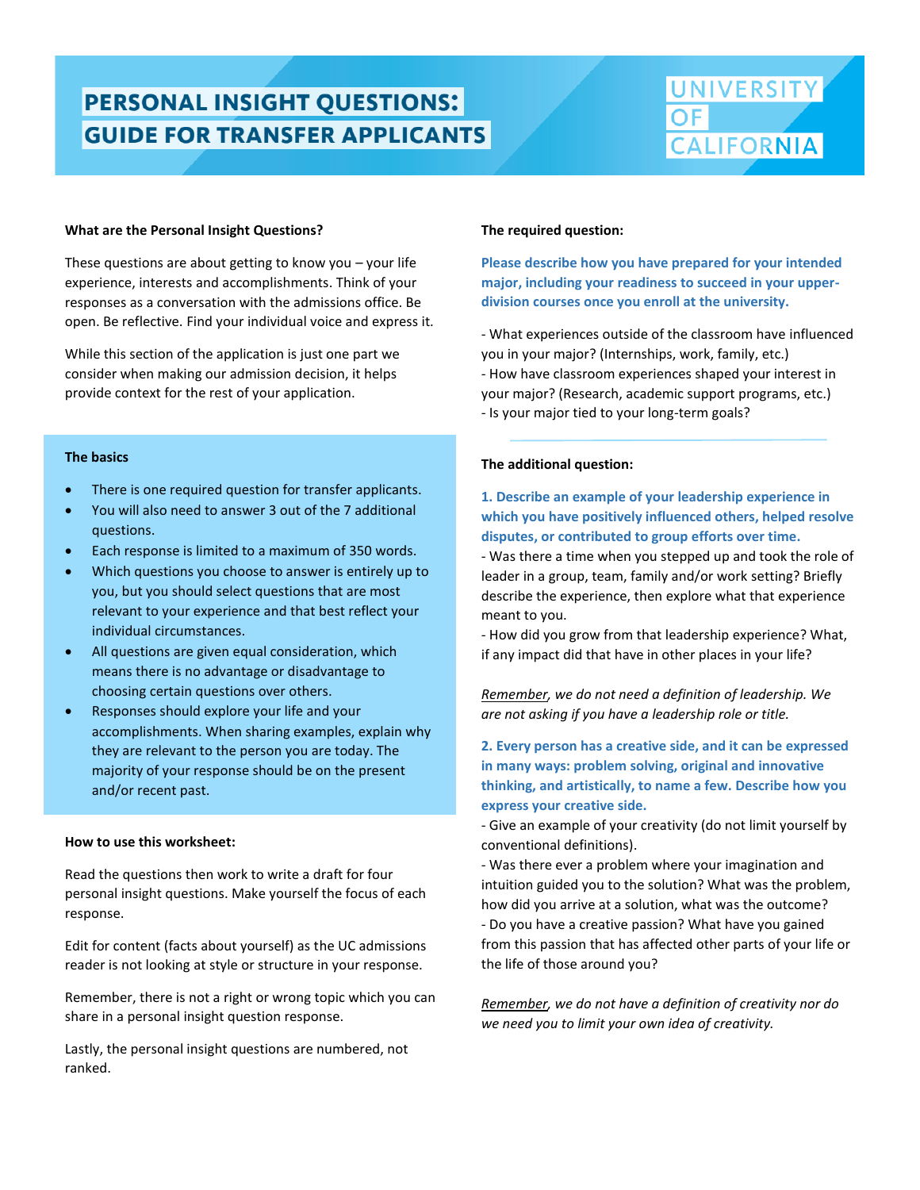# PERSONAL INSIGHT QUESTIONS: GUIDE FOR TRANSFER APPLICANTS

UNIVERSITY OF CALIFORNIA

**What are the Personal Insight Questions?**

These questions are about getting to know you – your life experience, interests and accomplishments. Think of your responses as a conversation with the admissions office. Be open. Be reflective. Find your individual voice and express it.

While this section of the application is just one part we consider when making our admission decision, it helps provide context for the rest of your application.

**The basics**

- There is one required question for transfer applicants.
- You will also need to answer 3 out of the 7 additional questions.
- Each response is limited to a maximum of 350 words.
- Which questions you choose to answer is entirely up to you, but you should select questions that are most relevant to your experience and that best reflect your individual circumstances.
- All questions are given equal consideration, which means there is no advantage or disadvantage to choosing certain questions over others.
- Responses should explore your life and your accomplishments. When sharing examples, explain why they are relevant to the person you are today. The majority of your response should be on the present and/or recent past.

**How to use this worksheet:**

Read the questions then work to write a draft for four personal insight questions. Make yourself the focus of each response.

Edit for content (facts about yourself) as the UC admissions reader is not looking at style or structure in your response.

Remember, there is not a right or wrong topic which you can share in a personal insight question response.

Lastly, the personal insight questions are numbered, not ranked.

**The required question:**

**Please describe how you have prepared for your intended major, including your readiness to succeed in your upper-division courses once you enroll at the university.**

- What experiences outside of the classroom have influenced you in your major? (Internships, work, family, etc.)
- How have classroom experiences shaped your interest in your major? (Research, academic support programs, etc.)
- Is your major tied to your long-term goals?

---

**The additional question:**

**1. Describe an example of your leadership experience in which you have positively influenced others, helped resolve disputes, or contributed to group efforts over time.**

- Was there a time when you stepped up and took the role of leader in a group, team, family and/or work setting? Briefly describe the experience, then explore what that experience meant to you.
- How did you grow from that leadership experience? What, if any impact did that have in other places in your life?

*Remember, we do not need a definition of leadership. We are not asking if you have a leadership role or title.*

**2. Every person has a creative side, and it can be expressed in many ways: problem solving, original and innovative thinking, and artistically, to name a few. Describe how you express your creative side.**

- Give an example of your creativity (do not limit yourself by conventional definitions).
- Was there ever a problem where your imagination and intuition guided you to the solution? What was the problem, how did you arrive at a solution, what was the outcome?
- Do you have a creative passion? What have you gained from this passion that has affected other parts of your life or the life of those around you?

*Remember, we do not have a definition of creativity nor do we need you to limit your own idea of creativity.*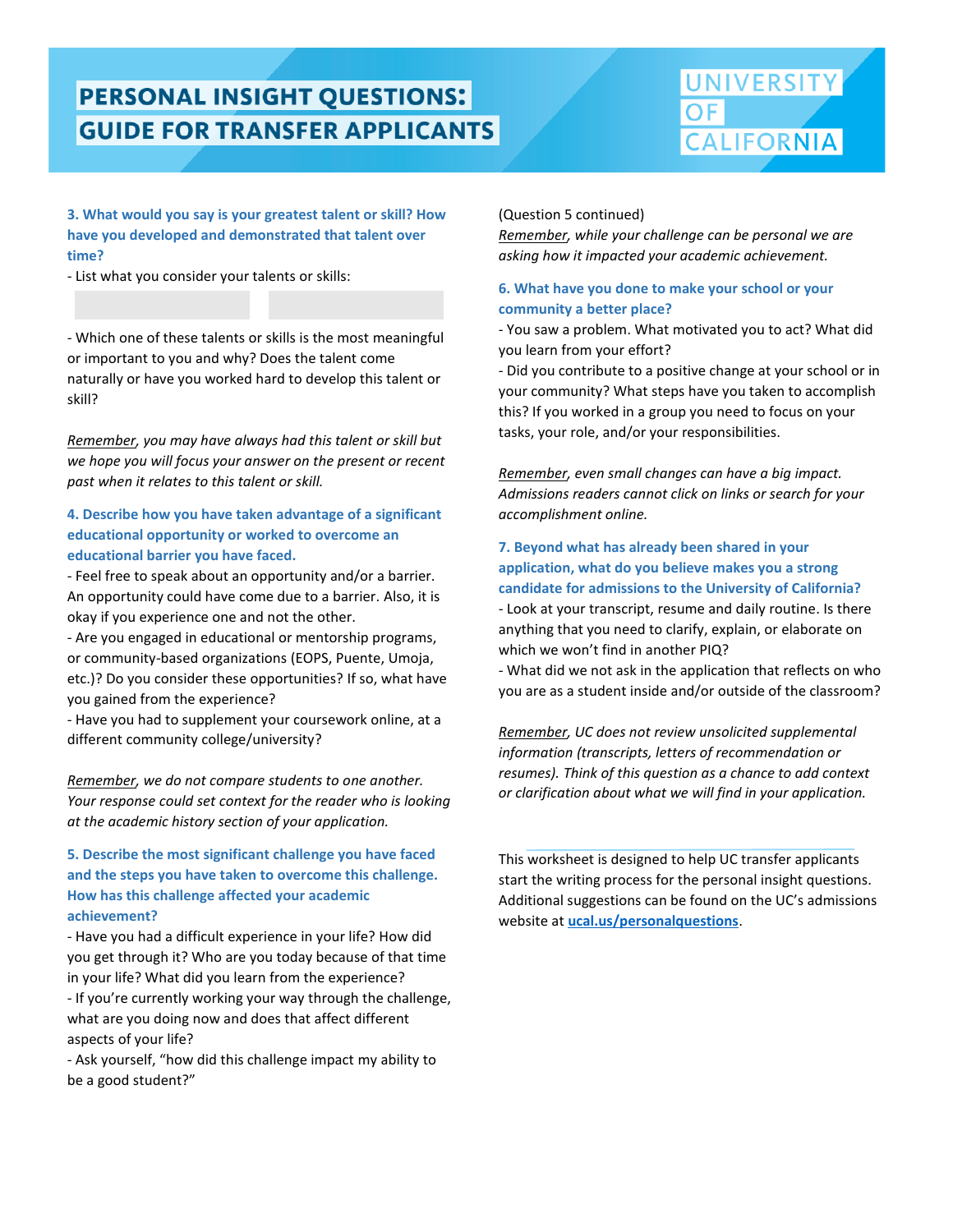# PERSONAL INSIGHT QUESTIONS: GUIDE FOR TRANSFER APPLICANTS

UNIVERSITY OF CALIFORNIA

### 3. What would you say is your greatest talent or skill? How have you developed and demonstrated that talent over time?

- List what you consider your talents or skills:

- Which one of these talents or skills is the most meaningful or important to you and why? Does the talent come naturally or have you worked hard to develop this talent or skill?

*Remember, you may have always had this talent or skill but we hope you will focus your answer on the present or recent past when it relates to this talent or skill.*

### 4. Describe how you have taken advantage of a significant educational opportunity or worked to overcome an educational barrier you have faced.

- Feel free to speak about an opportunity and/or a barrier. An opportunity could have come due to a barrier. Also, it is okay if you experience one and not the other.
- Are you engaged in educational or mentorship programs, or community-based organizations (EOPS, Puente, Umoja, etc.)? Do you consider these opportunities? If so, what have you gained from the experience?
- Have you had to supplement your coursework online, at a different community college/university?

*Remember, we do not compare students to one another. Your response could set context for the reader who is looking at the academic history section of your application.*

### 5. Describe the most significant challenge you have faced and the steps you have taken to overcome this challenge. How has this challenge affected your academic achievement?

- Have you had a difficult experience in your life? How did you get through it? Who are you today because of that time in your life? What did you learn from the experience?
- If you're currently working your way through the challenge, what are you doing now and does that affect different aspects of your life?
- Ask yourself, "how did this challenge impact my ability to be a good student?"

(Question 5 continued)

*Remember, while your challenge can be personal we are asking how it impacted your academic achievement.*

### 6. What have you done to make your school or your community a better place?

- You saw a problem. What motivated you to act? What did you learn from your effort?
- Did you contribute to a positive change at your school or in your community? What steps have you taken to accomplish this? If you worked in a group you need to focus on your tasks, your role, and/or your responsibilities.

*Remember, even small changes can have a big impact. Admissions readers cannot click on links or search for your accomplishment online.*

### 7. Beyond what has already been shared in your application, what do you believe makes you a strong candidate for admissions to the University of California?

- Look at your transcript, resume and daily routine. Is there anything that you need to clarify, explain, or elaborate on which we won't find in another PIQ?
- What did we not ask in the application that reflects on who you are as a student inside and/or outside of the classroom?

*Remember, UC does not review unsolicited supplemental information (transcripts, letters of recommendation or resumes). Think of this question as a chance to add context or clarification about what we will find in your application.*

This worksheet is designed to help UC transfer applicants start the writing process for the personal insight questions. Additional suggestions can be found on the UC's admissions website at **ucal.us/personalquestions**.